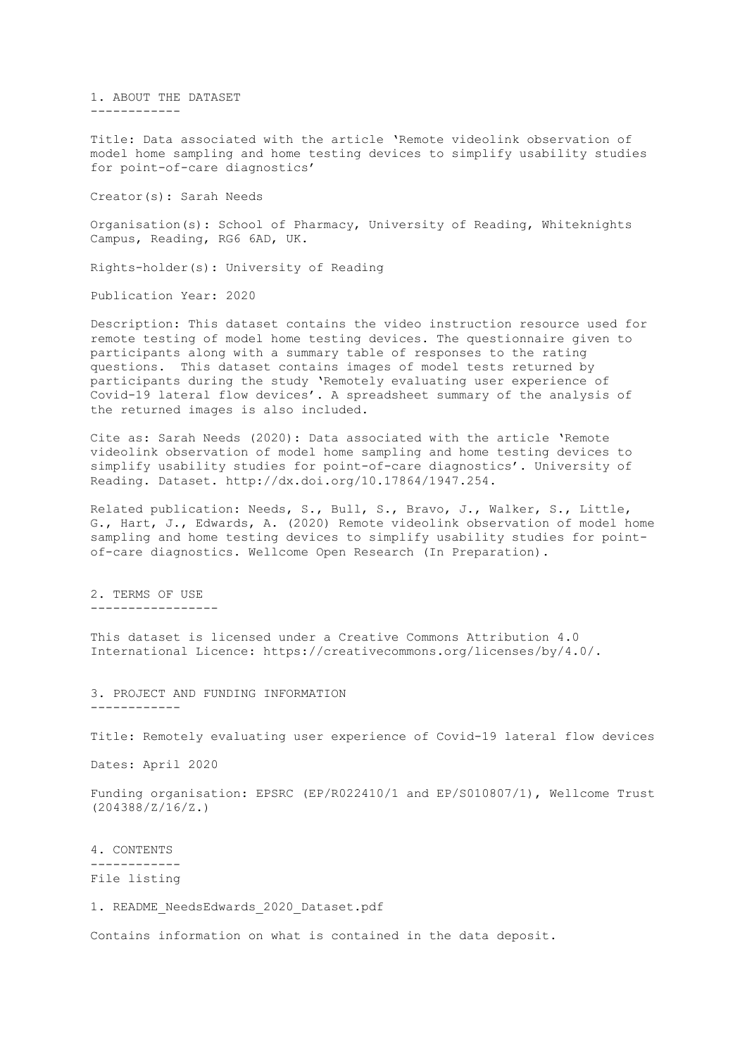## 1. ABOUT THE DATASET

Title: Data associated with the article 'Remote videolink observation of model home sampling and home testing devices to simplify usability studies for point-of-care diagnostics'

Creator(s): Sarah Needs

Organisation(s): School of Pharmacy, University of Reading, Whiteknights Campus, Reading, RG6 6AD, UK.

Rights-holder(s): University of Reading

Publication Year: 2020

Description: This dataset contains the video instruction resource used for remote testing of model home testing devices. The questionnaire given to participants along with a summary table of responses to the rating questions. This dataset contains images of model tests returned by participants during the study 'Remotely evaluating user experience of Covid-19 lateral flow devices'. A spreadsheet summary of the analysis of the returned images is also included.

Cite as: Sarah Needs (2020): Data associated with the article 'Remote videolink observation of model home sampling and home testing devices to simplify usability studies for point-of-care diagnostics'. University of Reading. Dataset. http://dx.doi.org/10.17864/1947.254.

Related publication: Needs, S., Bull, S., Bravo, J., Walker, S., Little, G., Hart, J., Edwards, A. (2020) Remote videolink observation of model home sampling and home testing devices to simplify usability studies for point-of-care diagnostics. Wellcome Open Research (In Preparation).

## 2. TERMS OF USE

This dataset is licensed under a Creative Commons Attribution 4.0 International Licence: https://creativecommons.org/licenses/by/4.0/.

## 3. PROJECT AND FUNDING INFORMATION

Title: Remotely evaluating user experience of Covid-19 lateral flow devices

Dates: April 2020

Funding organisation: EPSRC (EP/R022410/1 and EP/S010807/1), Wellcome Trust (204388/Z/16/Z.)

## 4. CONTENTS

File listing

1. README_NeedsEdwards_2020_Dataset.pdf

Contains information on what is contained in the data deposit.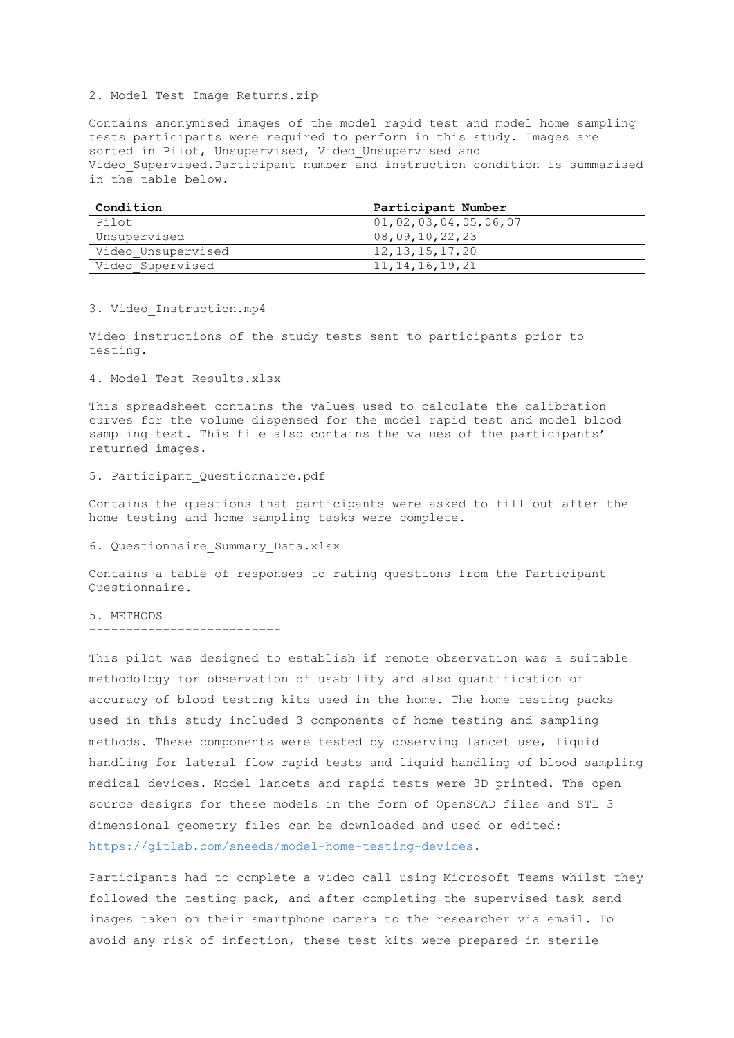2. Model_Test_Image_Returns.zip

Contains anonymised images of the model rapid test and model home sampling tests participants were required to perform in this study. Images are sorted in Pilot, Unsupervised, Video_Unsupervised and Video_Supervised.Participant number and instruction condition is summarised in the table below.

| Condition | Participant Number |
|---|---|
| Pilot | 01,02,03,04,05,06,07 |
| Unsupervised | 08,09,10,22,23 |
| Video_Unsupervised | 12,13,15,17,20 |
| Video_Supervised | 11,14,16,19,21 |

3. Video_Instruction.mp4

Video instructions of the study tests sent to participants prior to testing.

4. Model_Test_Results.xlsx

This spreadsheet contains the values used to calculate the calibration curves for the volume dispensed for the model rapid test and model blood sampling test. This file also contains the values of the participants' returned images.

5. Participant_Questionnaire.pdf

Contains the questions that participants were asked to fill out after the home testing and home sampling tasks were complete.

6. Questionnaire_Summary_Data.xlsx

Contains a table of responses to rating questions from the Participant Questionnaire.

## 5. METHODS

This pilot was designed to establish if remote observation was a suitable methodology for observation of usability and also quantification of accuracy of blood testing kits used in the home. The home testing packs used in this study included 3 components of home testing and sampling methods. These components were tested by observing lancet use, liquid handling for lateral flow rapid tests and liquid handling of blood sampling medical devices. Model lancets and rapid tests were 3D printed. The open source designs for these models in the form of OpenSCAD files and STL 3 dimensional geometry files can be downloaded and used or edited: https://gitlab.com/sneeds/model-home-testing-devices.

Participants had to complete a video call using Microsoft Teams whilst they followed the testing pack, and after completing the supervised task send images taken on their smartphone camera to the researcher via email. To avoid any risk of infection, these test kits were prepared in sterile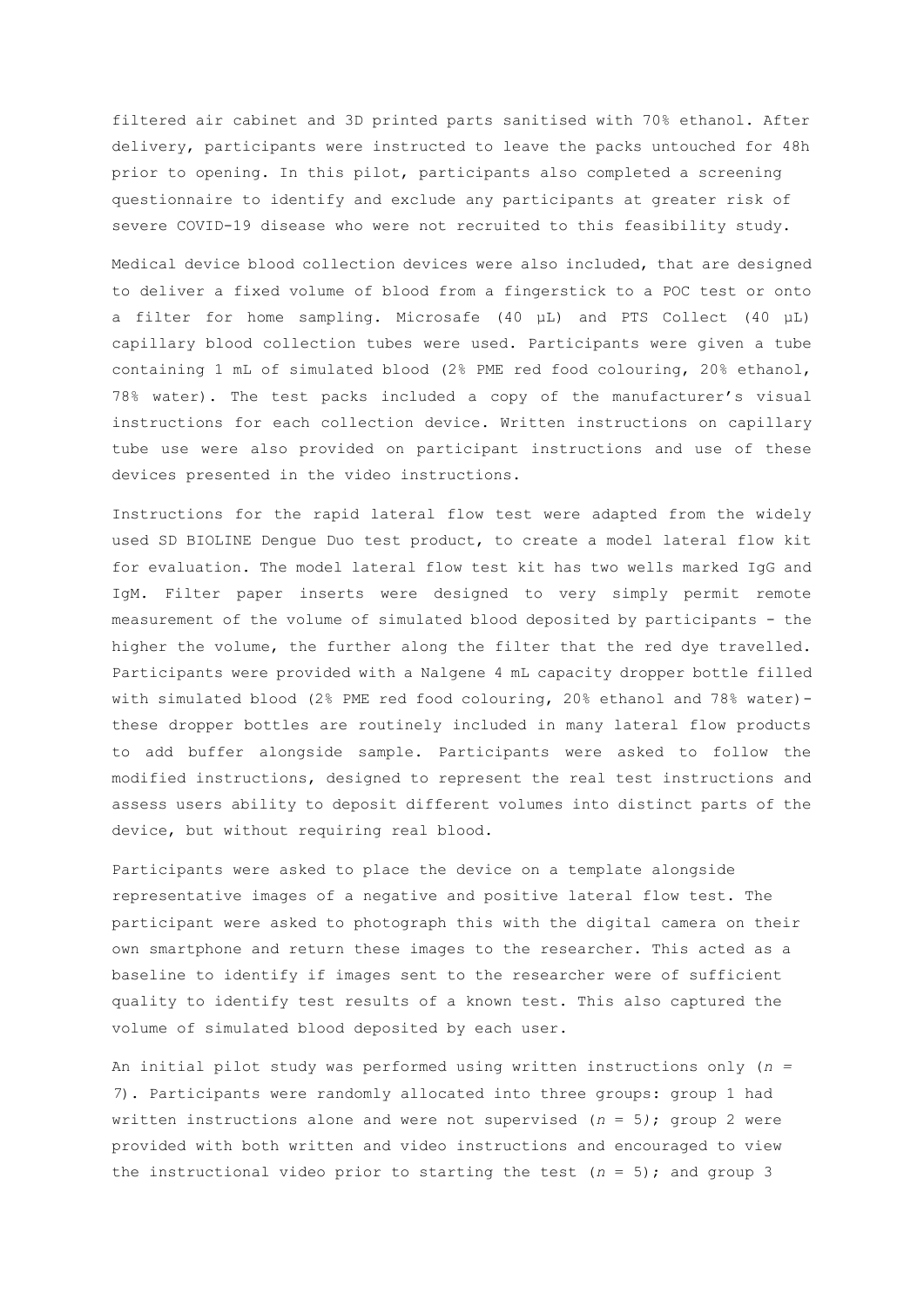filtered air cabinet and 3D printed parts sanitised with 70% ethanol. After delivery, participants were instructed to leave the packs untouched for 48h prior to opening. In this pilot, participants also completed a screening questionnaire to identify and exclude any participants at greater risk of severe COVID-19 disease who were not recruited to this feasibility study.

Medical device blood collection devices were also included, that are designed to deliver a fixed volume of blood from a fingerstick to a POC test or onto a filter for home sampling. Microsafe (40 µL) and PTS Collect (40 µL) capillary blood collection tubes were used. Participants were given a tube containing 1 mL of simulated blood (2% PME red food colouring, 20% ethanol, 78% water). The test packs included a copy of the manufacturer's visual instructions for each collection device. Written instructions on capillary tube use were also provided on participant instructions and use of these devices presented in the video instructions.

Instructions for the rapid lateral flow test were adapted from the widely used SD BIOLINE Dengue Duo test product, to create a model lateral flow kit for evaluation. The model lateral flow test kit has two wells marked IgG and IgM. Filter paper inserts were designed to very simply permit remote measurement of the volume of simulated blood deposited by participants - the higher the volume, the further along the filter that the red dye travelled. Participants were provided with a Nalgene 4 mL capacity dropper bottle filled with simulated blood (2% PME red food colouring, 20% ethanol and 78% water)- these dropper bottles are routinely included in many lateral flow products to add buffer alongside sample. Participants were asked to follow the modified instructions, designed to represent the real test instructions and assess users ability to deposit different volumes into distinct parts of the device, but without requiring real blood.

Participants were asked to place the device on a template alongside representative images of a negative and positive lateral flow test. The participant were asked to photograph this with the digital camera on their own smartphone and return these images to the researcher. This acted as a baseline to identify if images sent to the researcher were of sufficient quality to identify test results of a known test. This also captured the volume of simulated blood deposited by each user.

An initial pilot study was performed using written instructions only ($n$ = 7). Participants were randomly allocated into three groups: group 1 had written instructions alone and were not supervised ($n$ = 5); group 2 were provided with both written and video instructions and encouraged to view the instructional video prior to starting the test ($n$ = 5); and group 3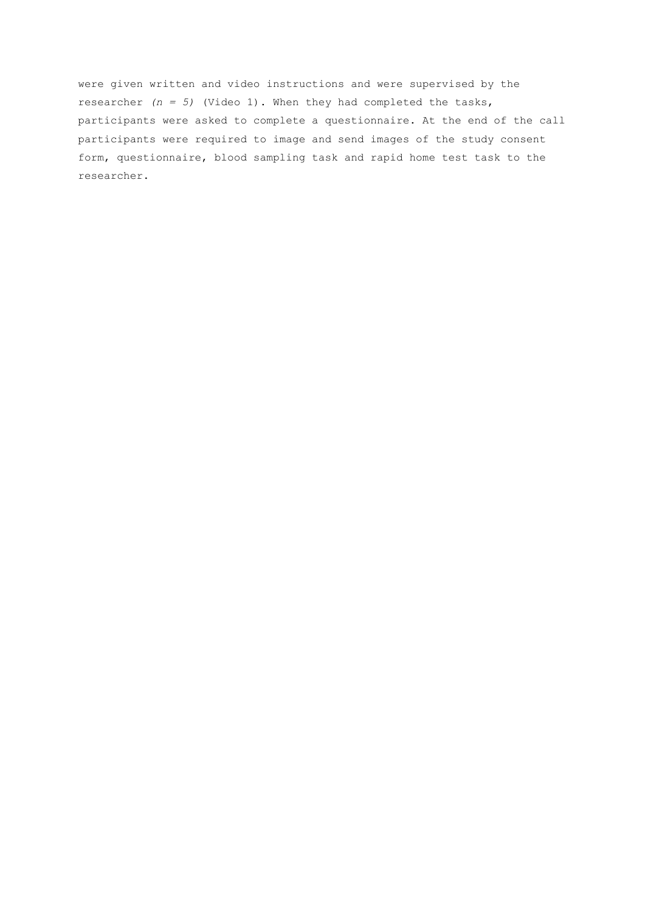were given written and video instructions and were supervised by the researcher *(n = 5)* (Video 1). When they had completed the tasks, participants were asked to complete a questionnaire. At the end of the call participants were required to image and send images of the study consent form, questionnaire, blood sampling task and rapid home test task to the researcher.